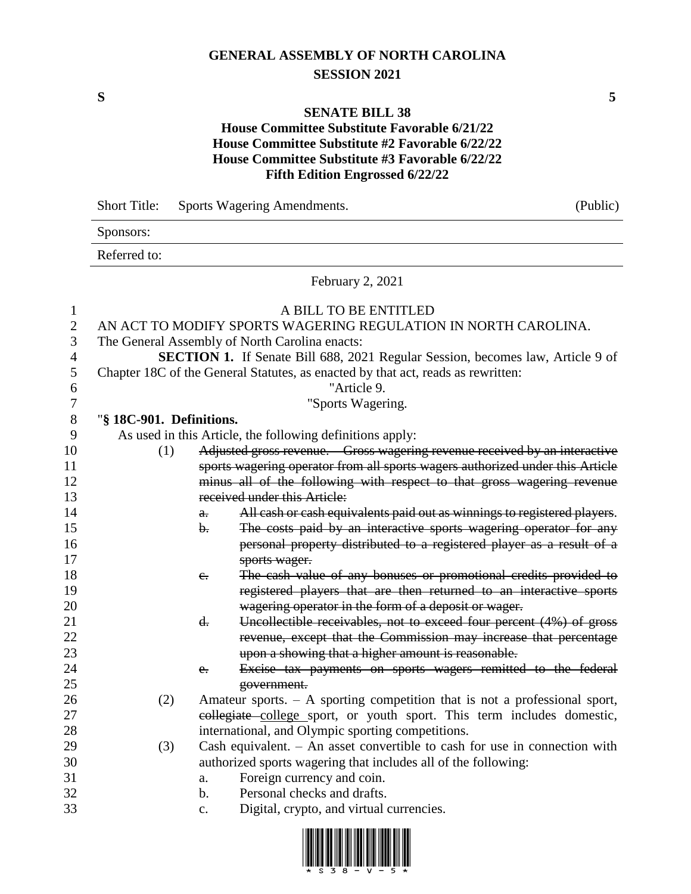# GENERAL ASSEMBLY OF NORTH CAROLINA
## SESSION 2021

**S** **5**

## SENATE BILL 38
### House Committee Substitute Favorable 6/21/22
### House Committee Substitute #2 Favorable 6/22/22
### House Committee Substitute #3 Favorable 6/22/22
### Fifth Edition Engrossed 6/22/22

| Short Title: | Sports Wagering Amendments. | (Public) |
|---|---|---|
| Sponsors: | | |
| Referred to: | | |

February 2, 2021

A BILL TO BE ENTITLED

AN ACT TO MODIFY SPORTS WAGERING REGULATION IN NORTH CAROLINA.

The General Assembly of North Carolina enacts:

**SECTION 1.** If Senate Bill 688, 2021 Regular Session, becomes law, Article 9 of Chapter 18C of the General Statutes, as enacted by that act, reads as rewritten:

"Article 9.

"Sports Wagering.

"**§ 18C-901. Definitions.**

As used in this Article, the following definitions apply:

(1) ~~Adjusted gross revenue. – Gross wagering revenue received by an interactive sports wagering operator from all sports wagers authorized under this Article minus all of the following with respect to that gross wagering revenue received under this Article:~~

a. ~~All cash or cash equivalents paid out as winnings to registered players.~~

b. ~~The costs paid by an interactive sports wagering operator for any personal property distributed to a registered player as a result of a sports wager.~~

c. ~~The cash value of any bonuses or promotional credits provided to registered players that are then returned to an interactive sports wagering operator in the form of a deposit or wager.~~

d. ~~Uncollectible receivables, not to exceed four percent (4%) of gross revenue, except that the Commission may increase that percentage upon a showing that a higher amount is reasonable.~~

e. ~~Excise tax payments on sports wagers remitted to the federal government.~~

(2) Amateur sports. – A sporting competition that is not a professional sport, ~~collegiate~~ <u>college</u> sport, or youth sport. This term includes domestic, international, and Olympic sporting competitions.

(3) Cash equivalent. – An asset convertible to cash for use in connection with authorized sports wagering that includes all of the following:

a. Foreign currency and coin.

b. Personal checks and drafts.

c. Digital, crypto, and virtual currencies.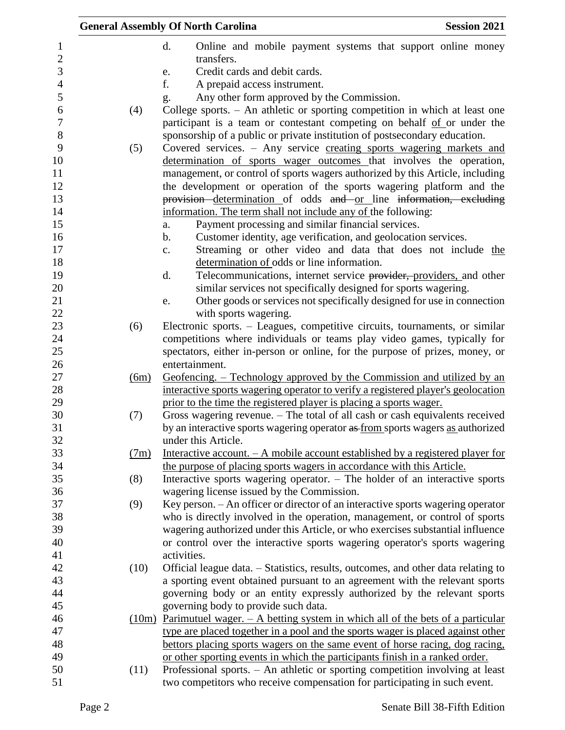d. Online and mobile payment systems that support online money transfers.

e. Credit cards and debit cards.

f. A prepaid access instrument.

g. Any other form approved by the Commission.

(4) College sports. – An athletic or sporting competition in which at least one participant is a team or contestant competing on behalf of or under the sponsorship of a public or private institution of postsecondary education.

(5) Covered services. – Any service creating sports wagering markets and determination of sports wager outcomes that involves the operation, management, or control of sports wagers authorized by this Article, including the development or operation of the sports wagering platform and the ~~provision~~ determination of odds ~~and~~ or line ~~information, excluding~~ information. The term shall not include any of the following:

a. Payment processing and similar financial services.

b. Customer identity, age verification, and geolocation services.

c. Streaming or other video and data that does not include the determination of odds or line information.

d. Telecommunications, internet service ~~provider,~~ providers, and other similar services not specifically designed for sports wagering.

e. Other goods or services not specifically designed for use in connection with sports wagering.

(6) Electronic sports. – Leagues, competitive circuits, tournaments, or similar competitions where individuals or teams play video games, typically for spectators, either in-person or online, for the purpose of prizes, money, or entertainment.

(6m) Geofencing. – Technology approved by the Commission and utilized by an interactive sports wagering operator to verify a registered player's geolocation prior to the time the registered player is placing a sports wager.

(7) Gross wagering revenue. – The total of all cash or cash equivalents received by an interactive sports wagering operator ~~as~~ from sports wagers as authorized under this Article.

(7m) Interactive account. – A mobile account established by a registered player for the purpose of placing sports wagers in accordance with this Article.

(8) Interactive sports wagering operator. – The holder of an interactive sports wagering license issued by the Commission.

(9) Key person. – An officer or director of an interactive sports wagering operator who is directly involved in the operation, management, or control of sports wagering authorized under this Article, or who exercises substantial influence or control over the interactive sports wagering operator's sports wagering activities.

(10) Official league data. – Statistics, results, outcomes, and other data relating to a sporting event obtained pursuant to an agreement with the relevant sports governing body or an entity expressly authorized by the relevant sports governing body to provide such data.

(10m) Parimutuel wager. – A betting system in which all of the bets of a particular type are placed together in a pool and the sports wager is placed against other bettors placing sports wagers on the same event of horse racing, dog racing, or other sporting events in which the participants finish in a ranked order.

(11) Professional sports. – An athletic or sporting competition involving at least two competitors who receive compensation for participating in such event.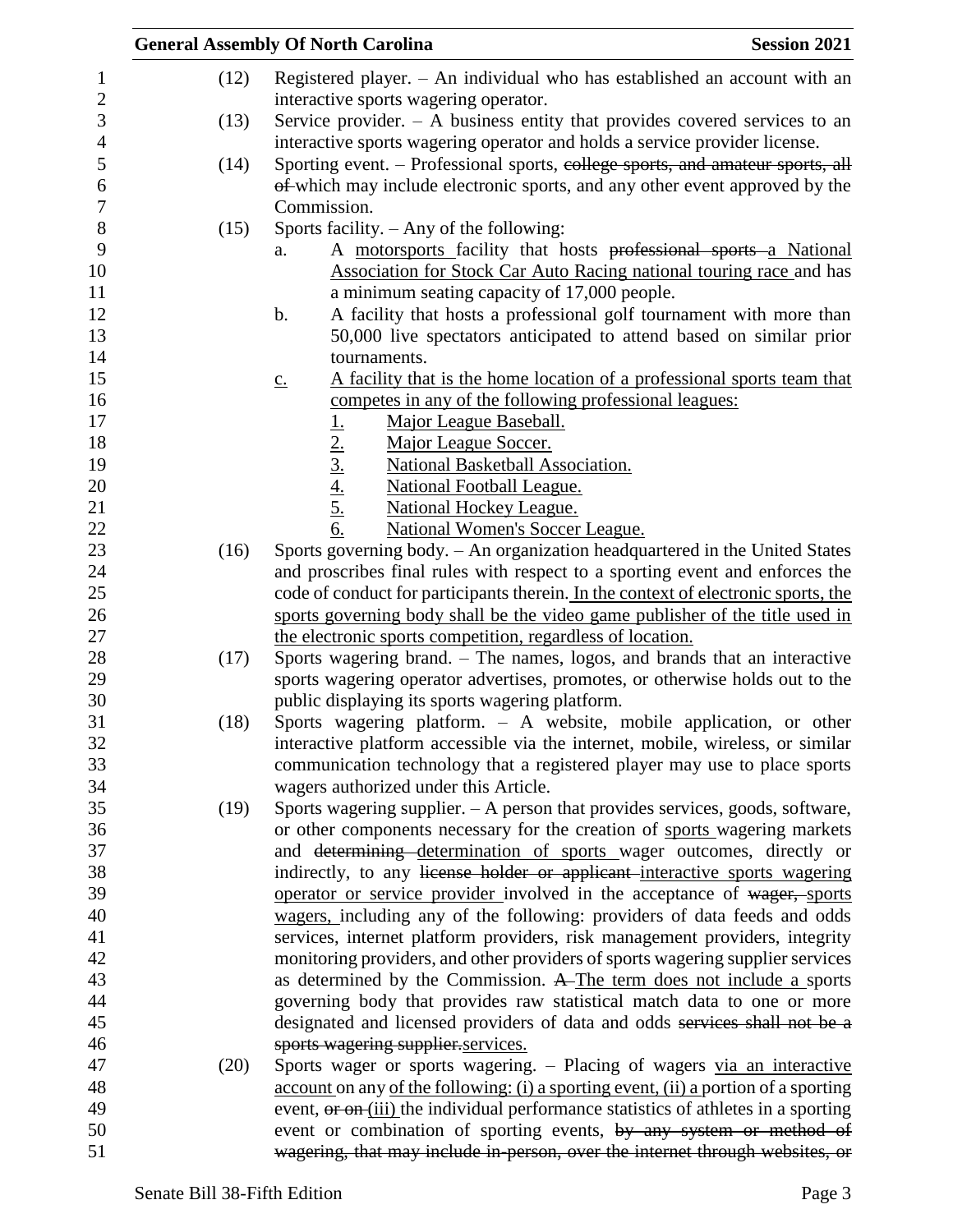(12) Registered player. – An individual who has established an account with an interactive sports wagering operator.

(13) Service provider. – A business entity that provides covered services to an interactive sports wagering operator and holds a service provider license.

(14) Sporting event. – Professional sports, ~~college sports, and amateur sports, all of~~ which may include electronic sports, and any other event approved by the Commission.

(15) Sports facility. – Any of the following:

a. A motorsports facility that hosts ~~professional sports~~ a National Association for Stock Car Auto Racing national touring race and has a minimum seating capacity of 17,000 people.

b. A facility that hosts a professional golf tournament with more than 50,000 live spectators anticipated to attend based on similar prior tournaments.

c. A facility that is the home location of a professional sports team that competes in any of the following professional leagues:

1. Major League Baseball.
2. Major League Soccer.
3. National Basketball Association.
4. National Football League.
5. National Hockey League.
6. National Women's Soccer League.

(16) Sports governing body. – An organization headquartered in the United States and proscribes final rules with respect to a sporting event and enforces the code of conduct for participants therein. In the context of electronic sports, the sports governing body shall be the video game publisher of the title used in the electronic sports competition, regardless of location.

(17) Sports wagering brand. – The names, logos, and brands that an interactive sports wagering operator advertises, promotes, or otherwise holds out to the public displaying its sports wagering platform.

(18) Sports wagering platform. – A website, mobile application, or other interactive platform accessible via the internet, mobile, wireless, or similar communication technology that a registered player may use to place sports wagers authorized under this Article.

(19) Sports wagering supplier. – A person that provides services, goods, software, or other components necessary for the creation of sports wagering markets and ~~determining~~ determination of sports wager outcomes, directly or indirectly, to any ~~license holder or applicant~~ interactive sports wagering operator or service provider involved in the acceptance of ~~wager,~~ sports wagers, including any of the following: providers of data feeds and odds services, internet platform providers, risk management providers, integrity monitoring providers, and other providers of sports wagering supplier services as determined by the Commission. ~~A~~ The term does not include a sports governing body that provides raw statistical match data to one or more designated and licensed providers of data and odds ~~services shall not be a sports wagering supplier.~~services.

(20) Sports wager or sports wagering. – Placing of wagers via an interactive account on any of the following: (i) a sporting event, (ii) a portion of a sporting event, ~~or on~~ (iii) the individual performance statistics of athletes in a sporting event or combination of sporting events, ~~by any system or method of wagering, that may include in-person, over the internet through websites, or~~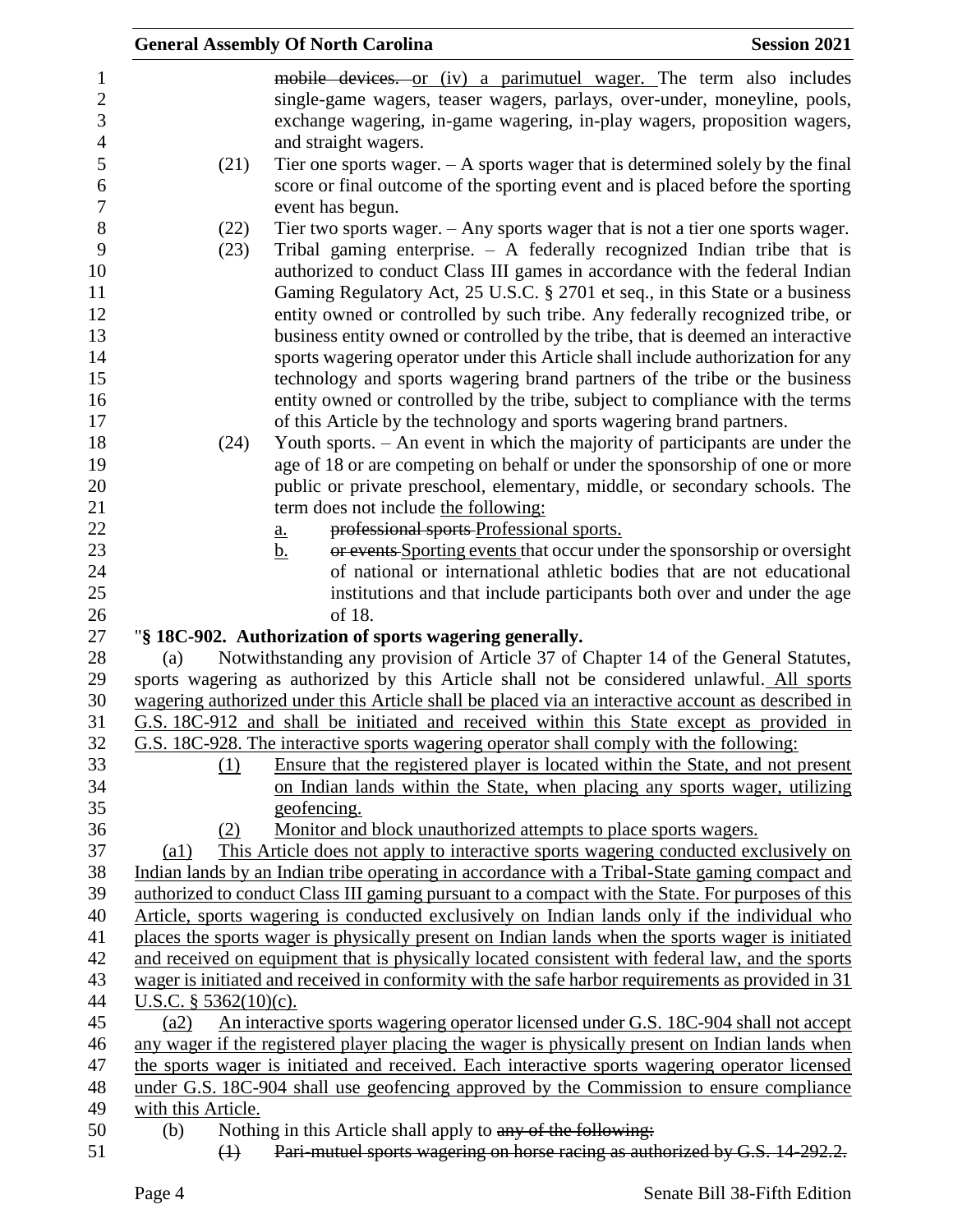mobile devices. or (iv) a parimutuel wager. The term also includes single-game wagers, teaser wagers, parlays, over-under, moneyline, pools, exchange wagering, in-game wagering, in-play wagers, proposition wagers, and straight wagers.

(21) Tier one sports wager. – A sports wager that is determined solely by the final score or final outcome of the sporting event and is placed before the sporting event has begun.

(22) Tier two sports wager. – Any sports wager that is not a tier one sports wager.

(23) Tribal gaming enterprise. – A federally recognized Indian tribe that is authorized to conduct Class III games in accordance with the federal Indian Gaming Regulatory Act, 25 U.S.C. § 2701 et seq., in this State or a business entity owned or controlled by such tribe. Any federally recognized tribe, or business entity owned or controlled by the tribe, that is deemed an interactive sports wagering operator under this Article shall include authorization for any technology and sports wagering brand partners of the tribe or the business entity owned or controlled by the tribe, subject to compliance with the terms of this Article by the technology and sports wagering brand partners.

(24) Youth sports. – An event in which the majority of participants are under the age of 18 or are competing on behalf or under the sponsorship of one or more public or private preschool, elementary, middle, or secondary schools. The term does not include the following:

a. professional sports Professional sports.

b. or events Sporting events that occur under the sponsorship or oversight of national or international athletic bodies that are not educational institutions and that include participants both over and under the age of 18.

"**§ 18C-902. Authorization of sports wagering generally.**

(a) Notwithstanding any provision of Article 37 of Chapter 14 of the General Statutes, sports wagering as authorized by this Article shall not be considered unlawful. All sports wagering authorized under this Article shall be placed via an interactive account as described in G.S. 18C-912 and shall be initiated and received within this State except as provided in G.S. 18C-928. The interactive sports wagering operator shall comply with the following:

(1) Ensure that the registered player is located within the State, and not present on Indian lands within the State, when placing any sports wager, utilizing geofencing.

(2) Monitor and block unauthorized attempts to place sports wagers.

(a1) This Article does not apply to interactive sports wagering conducted exclusively on Indian lands by an Indian tribe operating in accordance with a Tribal-State gaming compact and authorized to conduct Class III gaming pursuant to a compact with the State. For purposes of this Article, sports wagering is conducted exclusively on Indian lands only if the individual who places the sports wager is physically present on Indian lands when the sports wager is initiated and received on equipment that is physically located consistent with federal law, and the sports wager is initiated and received in conformity with the safe harbor requirements as provided in 31 U.S.C. § 5362(10)(c).

(a2) An interactive sports wagering operator licensed under G.S. 18C-904 shall not accept any wager if the registered player placing the wager is physically present on Indian lands when the sports wager is initiated and received. Each interactive sports wagering operator licensed under G.S. 18C-904 shall use geofencing approved by the Commission to ensure compliance with this Article.

(b) Nothing in this Article shall apply to any of the following:

(1) Pari-mutuel sports wagering on horse racing as authorized by G.S. 14-292.2.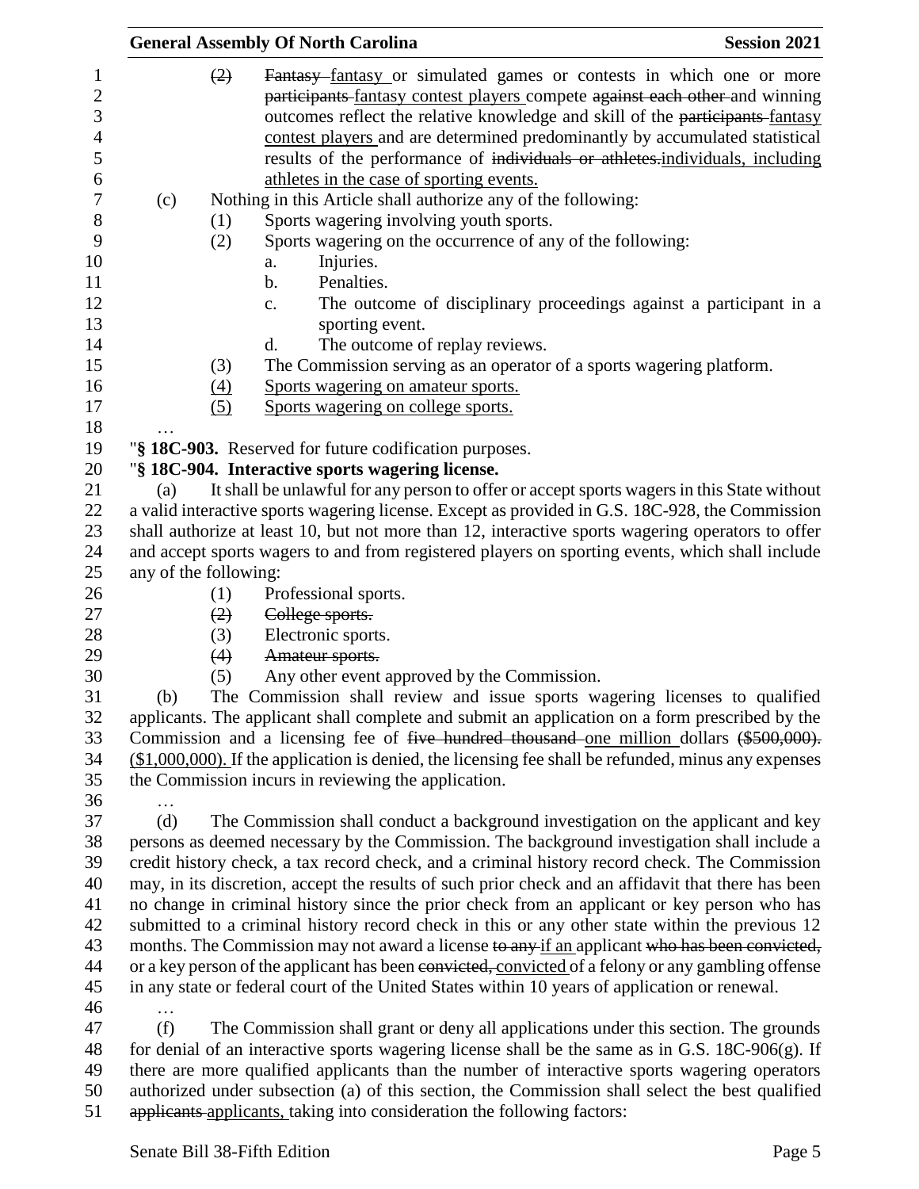(2) Fantasy fantasy or simulated games or contests in which one or more participants fantasy contest players compete against each other and winning outcomes reflect the relative knowledge and skill of the participants fantasy contest players and are determined predominantly by accumulated statistical results of the performance of individuals or athletes.individuals, including athletes in the case of sporting events.

(c) Nothing in this Article shall authorize any of the following:

(1) Sports wagering involving youth sports.

(2) Sports wagering on the occurrence of any of the following:

a. Injuries.

b. Penalties.

c. The outcome of disciplinary proceedings against a participant in a sporting event.

d. The outcome of replay reviews.

(3) The Commission serving as an operator of a sports wagering platform.

(4) Sports wagering on amateur sports.

(5) Sports wagering on college sports.

…

"**§ 18C-903.** Reserved for future codification purposes.

"**§ 18C-904. Interactive sports wagering license.**

(a) It shall be unlawful for any person to offer or accept sports wagers in this State without a valid interactive sports wagering license. Except as provided in G.S. 18C-928, the Commission shall authorize at least 10, but not more than 12, interactive sports wagering operators to offer and accept sports wagers to and from registered players on sporting events, which shall include any of the following:

(1) Professional sports.

(2) College sports.

(3) Electronic sports.

(4) Amateur sports.

(5) Any other event approved by the Commission.

(b) The Commission shall review and issue sports wagering licenses to qualified applicants. The applicant shall complete and submit an application on a form prescribed by the Commission and a licensing fee of five hundred thousand one million dollars ($500,000). ($1,000,000). If the application is denied, the licensing fee shall be refunded, minus any expenses the Commission incurs in reviewing the application.

…

(d) The Commission shall conduct a background investigation on the applicant and key persons as deemed necessary by the Commission. The background investigation shall include a credit history check, a tax record check, and a criminal history record check. The Commission may, in its discretion, accept the results of such prior check and an affidavit that there has been no change in criminal history since the prior check from an applicant or key person who has submitted to a criminal history record check in this or any other state within the previous 12 months. The Commission may not award a license to any if an applicant who has been convicted, or a key person of the applicant has been convicted, convicted of a felony or any gambling offense in any state or federal court of the United States within 10 years of application or renewal.

…

(f) The Commission shall grant or deny all applications under this section. The grounds for denial of an interactive sports wagering license shall be the same as in G.S. 18C-906(g). If there are more qualified applicants than the number of interactive sports wagering operators authorized under subsection (a) of this section, the Commission shall select the best qualified applicants applicants, taking into consideration the following factors: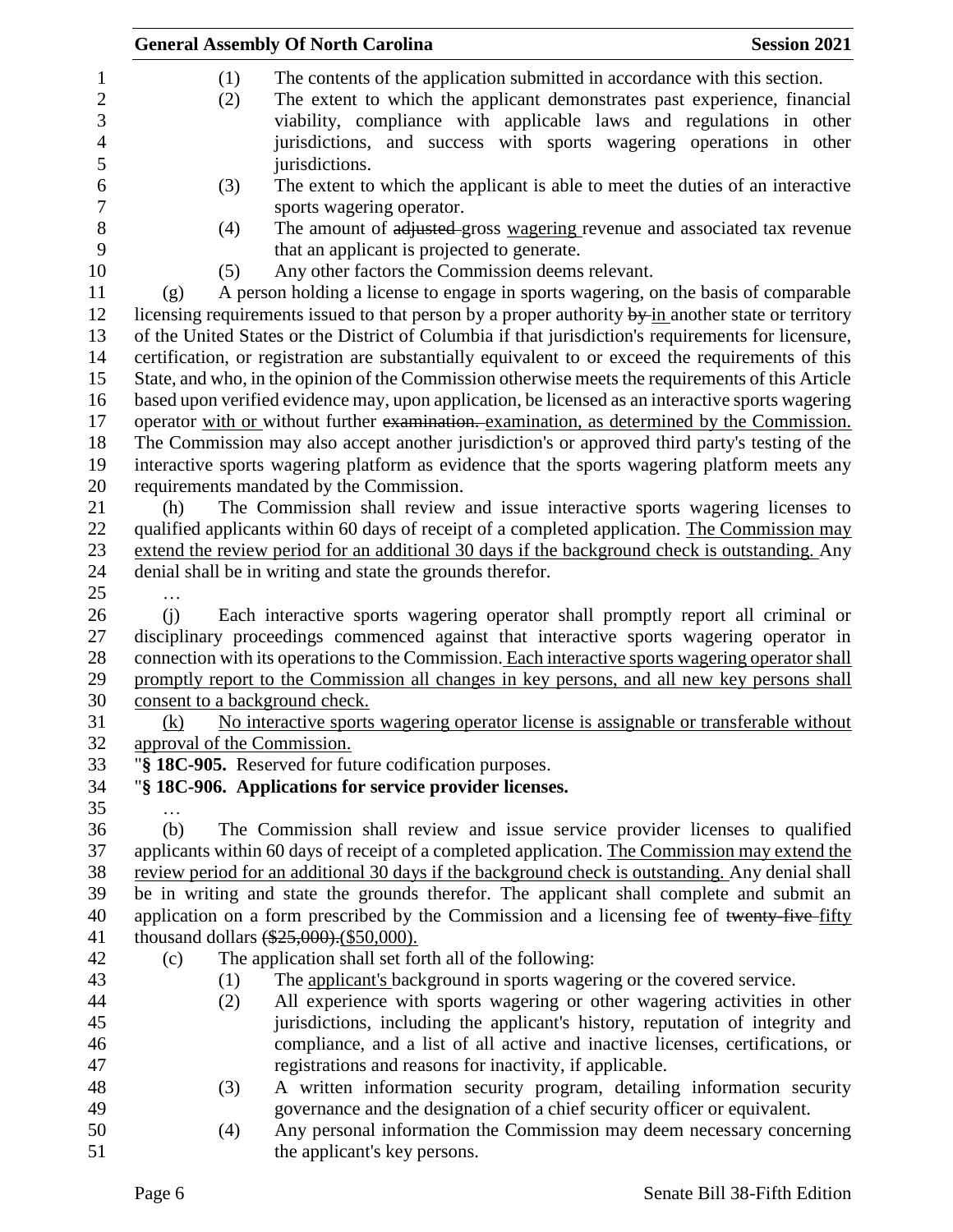(1) The contents of the application submitted in accordance with this section.

(2) The extent to which the applicant demonstrates past experience, financial viability, compliance with applicable laws and regulations in other jurisdictions, and success with sports wagering operations in other jurisdictions.

(3) The extent to which the applicant is able to meet the duties of an interactive sports wagering operator.

(4) The amount of ~~adjusted~~ gross wagering revenue and associated tax revenue that an applicant is projected to generate.

(5) Any other factors the Commission deems relevant.

(g) A person holding a license to engage in sports wagering, on the basis of comparable licensing requirements issued to that person by a proper authority ~~by~~ in another state or territory of the United States or the District of Columbia if that jurisdiction's requirements for licensure, certification, or registration are substantially equivalent to or exceed the requirements of this State, and who, in the opinion of the Commission otherwise meets the requirements of this Article based upon verified evidence may, upon application, be licensed as an interactive sports wagering operator with or without further ~~examination.~~ examination, as determined by the Commission. The Commission may also accept another jurisdiction's or approved third party's testing of the interactive sports wagering platform as evidence that the sports wagering platform meets any requirements mandated by the Commission.

(h) The Commission shall review and issue interactive sports wagering licenses to qualified applicants within 60 days of receipt of a completed application. The Commission may extend the review period for an additional 30 days if the background check is outstanding. Any denial shall be in writing and state the grounds therefor.

…

(j) Each interactive sports wagering operator shall promptly report all criminal or disciplinary proceedings commenced against that interactive sports wagering operator in connection with its operations to the Commission. Each interactive sports wagering operator shall promptly report to the Commission all changes in key persons, and all new key persons shall consent to a background check.

(k) No interactive sports wagering operator license is assignable or transferable without approval of the Commission.

"**§ 18C-905.** Reserved for future codification purposes.

"**§ 18C-906. Applications for service provider licenses.**

…

(b) The Commission shall review and issue service provider licenses to qualified applicants within 60 days of receipt of a completed application. The Commission may extend the review period for an additional 30 days if the background check is outstanding. Any denial shall be in writing and state the grounds therefor. The applicant shall complete and submit an application on a form prescribed by the Commission and a licensing fee of ~~twenty-five~~ fifty thousand dollars ~~($25,000).~~($50,000).

(c) The application shall set forth all of the following:

(1) The applicant's background in sports wagering or the covered service.

(2) All experience with sports wagering or other wagering activities in other jurisdictions, including the applicant's history, reputation of integrity and compliance, and a list of all active and inactive licenses, certifications, or registrations and reasons for inactivity, if applicable.

(3) A written information security program, detailing information security governance and the designation of a chief security officer or equivalent.

(4) Any personal information the Commission may deem necessary concerning the applicant's key persons.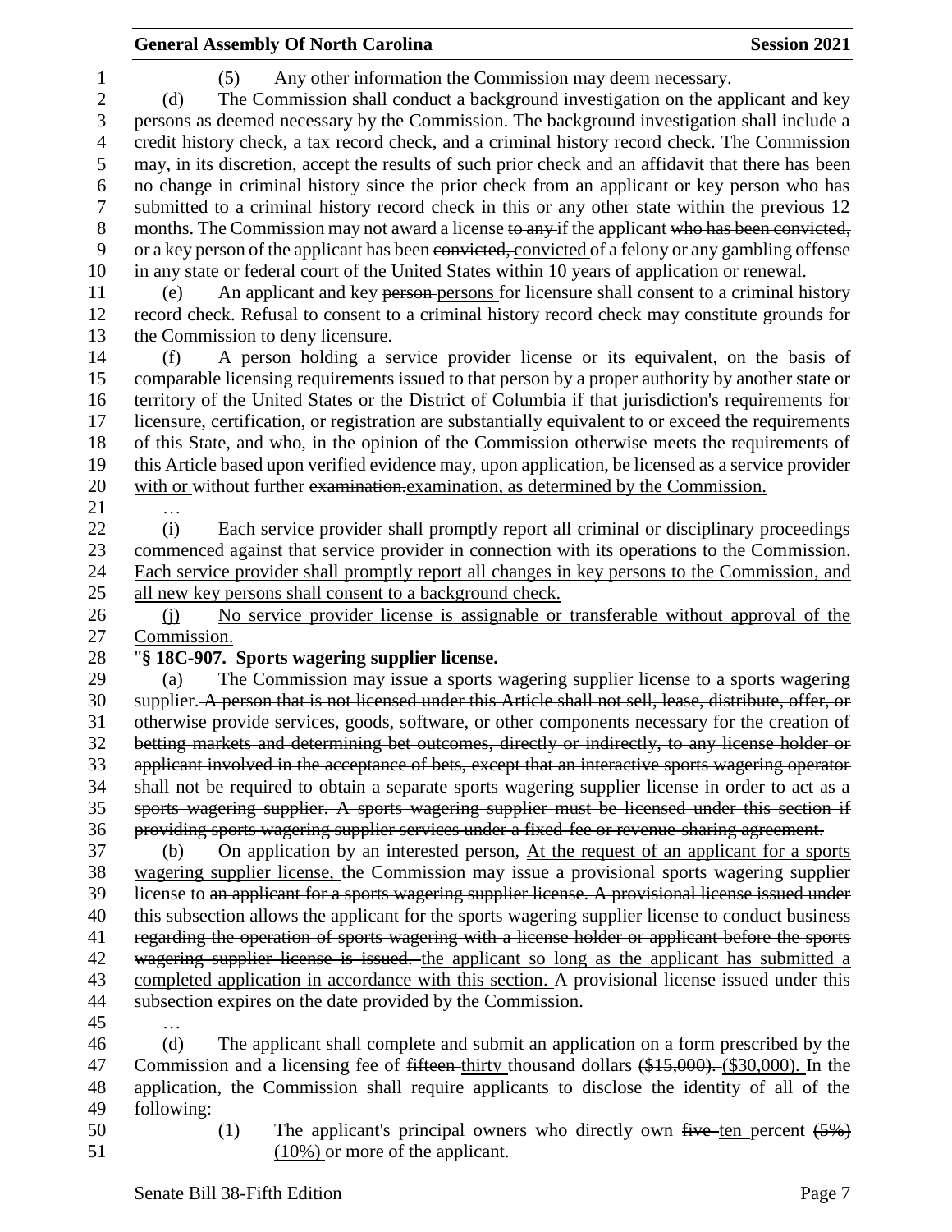(5) Any other information the Commission may deem necessary.

(d) The Commission shall conduct a background investigation on the applicant and key persons as deemed necessary by the Commission. The background investigation shall include a credit history check, a tax record check, and a criminal history record check. The Commission may, in its discretion, accept the results of such prior check and an affidavit that there has been no change in criminal history since the prior check from an applicant or key person who has submitted to a criminal history record check in this or any other state within the previous 12 months. The Commission may not award a license ~~to any~~ if the applicant ~~who has been convicted,~~ or a key person of the applicant has been ~~convicted,~~ convicted of a felony or any gambling offense in any state or federal court of the United States within 10 years of application or renewal.

(e) An applicant and key ~~person~~ persons for licensure shall consent to a criminal history record check. Refusal to consent to a criminal history record check may constitute grounds for the Commission to deny licensure.

(f) A person holding a service provider license or its equivalent, on the basis of comparable licensing requirements issued to that person by a proper authority by another state or territory of the United States or the District of Columbia if that jurisdiction's requirements for licensure, certification, or registration are substantially equivalent to or exceed the requirements of this State, and who, in the opinion of the Commission otherwise meets the requirements of this Article based upon verified evidence may, upon application, be licensed as a service provider with or without further ~~examination.~~examination, as determined by the Commission.

…

(i) Each service provider shall promptly report all criminal or disciplinary proceedings commenced against that service provider in connection with its operations to the Commission. Each service provider shall promptly report all changes in key persons to the Commission, and all new key persons shall consent to a background check.

(j) No service provider license is assignable or transferable without approval of the Commission.

"**§ 18C-907. Sports wagering supplier license.**

(a) The Commission may issue a sports wagering supplier license to a sports wagering supplier. ~~A person that is not licensed under this Article shall not sell, lease, distribute, offer, or otherwise provide services, goods, software, or other components necessary for the creation of betting markets and determining bet outcomes, directly or indirectly, to any license holder or applicant involved in the acceptance of bets, except that an interactive sports wagering operator shall not be required to obtain a separate sports wagering supplier license in order to act as a sports wagering supplier. A sports wagering supplier must be licensed under this section if providing sports wagering supplier services under a fixed-fee or revenue-sharing agreement.~~

(b) ~~On application by an interested person,~~ At the request of an applicant for a sports wagering supplier license, the Commission may issue a provisional sports wagering supplier license to ~~an applicant for a sports wagering supplier license. A provisional license issued under this subsection allows the applicant for the sports wagering supplier license to conduct business regarding the operation of sports wagering with a license holder or applicant before the sports wagering supplier license is issued.~~ the applicant so long as the applicant has submitted a completed application in accordance with this section. A provisional license issued under this subsection expires on the date provided by the Commission.

…

(d) The applicant shall complete and submit an application on a form prescribed by the Commission and a licensing fee of ~~fifteen~~ thirty thousand dollars ~~($15,000).~~ ($30,000). In the application, the Commission shall require applicants to disclose the identity of all of the following:

(1) The applicant's principal owners who directly own ~~five~~ ten percent ~~(5%)~~ (10%) or more of the applicant.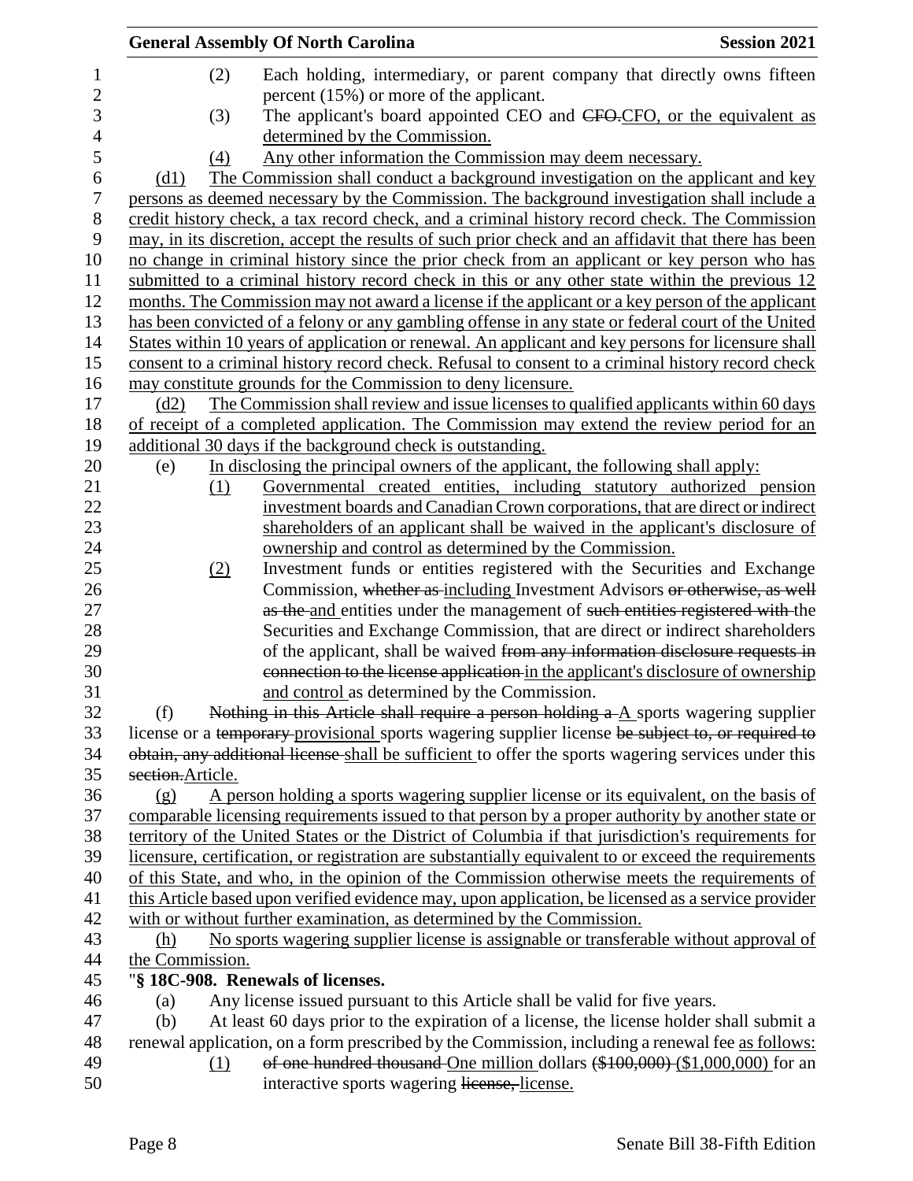(2) Each holding, intermediary, or parent company that directly owns fifteen percent (15%) or more of the applicant.

(3) The applicant's board appointed CEO and ~~CFO.~~CFO, or the equivalent as determined by the Commission.

(4) Any other information the Commission may deem necessary.

(d1) The Commission shall conduct a background investigation on the applicant and key persons as deemed necessary by the Commission. The background investigation shall include a credit history check, a tax record check, and a criminal history record check. The Commission may, in its discretion, accept the results of such prior check and an affidavit that there has been no change in criminal history since the prior check from an applicant or key person who has submitted to a criminal history record check in this or any other state within the previous 12 months. The Commission may not award a license if the applicant or a key person of the applicant has been convicted of a felony or any gambling offense in any state or federal court of the United States within 10 years of application or renewal. An applicant and key persons for licensure shall consent to a criminal history record check. Refusal to consent to a criminal history record check may constitute grounds for the Commission to deny licensure.

(d2) The Commission shall review and issue licenses to qualified applicants within 60 days of receipt of a completed application. The Commission may extend the review period for an additional 30 days if the background check is outstanding.

(e) In disclosing the principal owners of the applicant, the following shall apply:

(1) Governmental created entities, including statutory authorized pension investment boards and Canadian Crown corporations, that are direct or indirect shareholders of an applicant shall be waived in the applicant's disclosure of ownership and control as determined by the Commission.

(2) Investment funds or entities registered with the Securities and Exchange Commission, ~~whether as~~ including Investment Advisors ~~or otherwise, as well as the~~ and entities under the management of ~~such entities registered with~~ the Securities and Exchange Commission, that are direct or indirect shareholders of the applicant, shall be waived ~~from any information disclosure requests in connection to the license application~~ in the applicant's disclosure of ownership and control as determined by the Commission.

(f) ~~Nothing in this Article shall require a person holding a~~ A sports wagering supplier license or a ~~temporary~~ provisional sports wagering supplier license ~~be subject to, or required to obtain, any additional license~~ shall be sufficient to offer the sports wagering services under this ~~section.~~Article.

(g) A person holding a sports wagering supplier license or its equivalent, on the basis of comparable licensing requirements issued to that person by a proper authority by another state or territory of the United States or the District of Columbia if that jurisdiction's requirements for licensure, certification, or registration are substantially equivalent to or exceed the requirements of this State, and who, in the opinion of the Commission otherwise meets the requirements of this Article based upon verified evidence may, upon application, be licensed as a service provider with or without further examination, as determined by the Commission.

(h) No sports wagering supplier license is assignable or transferable without approval of the Commission.

"**§ 18C-908. Renewals of licenses.**

(a) Any license issued pursuant to this Article shall be valid for five years.

(b) At least 60 days prior to the expiration of a license, the license holder shall submit a renewal application, on a form prescribed by the Commission, including a renewal fee as follows:

(1) ~~of one hundred thousand~~ One million dollars ~~($100,000)~~ ($1,000,000) for an interactive sports wagering ~~license,~~ license.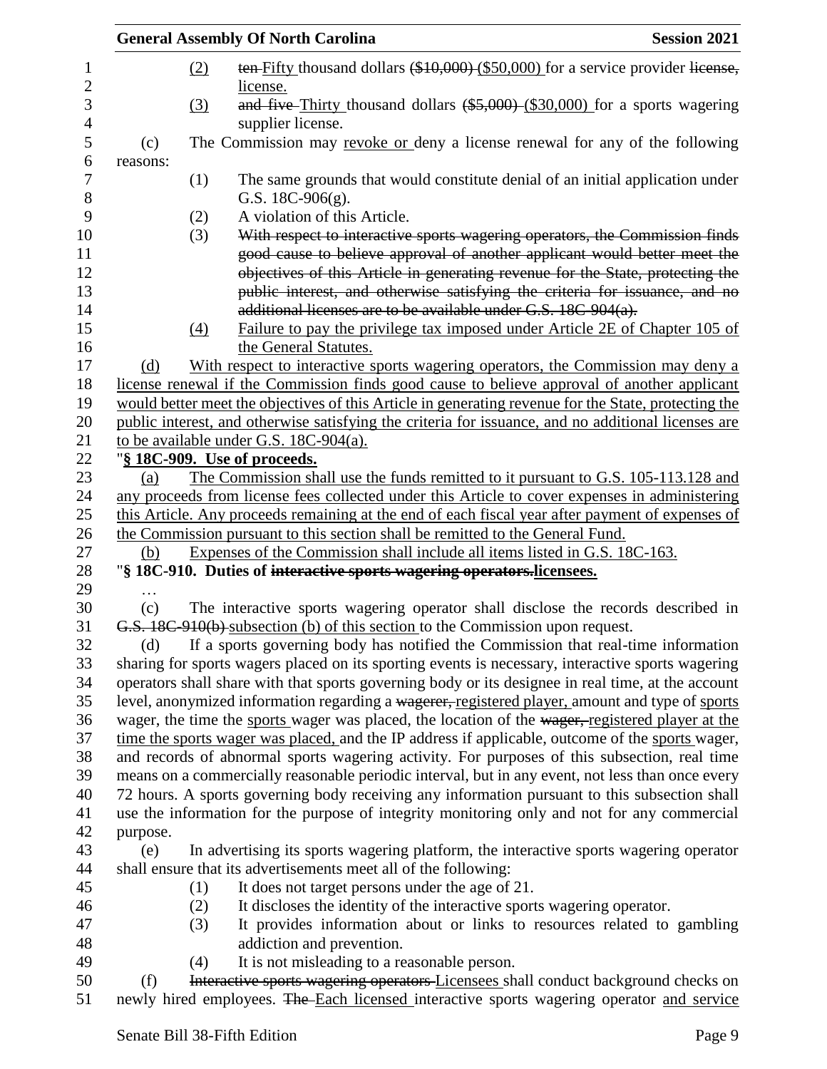(2) ~~ten~~ Fifty thousand dollars ~~($10,000)~~ ($50,000) for a service provider ~~license,~~ license.

(3) ~~and five~~ Thirty thousand dollars ~~($5,000)~~ ($30,000) for a sports wagering supplier license.

(c) The Commission may revoke or deny a license renewal for any of the following reasons:

(1) The same grounds that would constitute denial of an initial application under G.S. 18C-906(g).

(2) A violation of this Article.

(3) ~~With respect to interactive sports wagering operators, the Commission finds good cause to believe approval of another applicant would better meet the objectives of this Article in generating revenue for the State, protecting the public interest, and otherwise satisfying the criteria for issuance, and no additional licenses are to be available under G.S. 18C-904(a).~~

(4) Failure to pay the privilege tax imposed under Article 2E of Chapter 105 of the General Statutes.

(d) With respect to interactive sports wagering operators, the Commission may deny a license renewal if the Commission finds good cause to believe approval of another applicant would better meet the objectives of this Article in generating revenue for the State, protecting the public interest, and otherwise satisfying the criteria for issuance, and no additional licenses are to be available under G.S. 18C-904(a).

"**§ 18C-909. Use of proceeds.**

(a) The Commission shall use the funds remitted to it pursuant to G.S. 105-113.128 and any proceeds from license fees collected under this Article to cover expenses in administering this Article. Any proceeds remaining at the end of each fiscal year after payment of expenses of the Commission pursuant to this section shall be remitted to the General Fund.

(b) Expenses of the Commission shall include all items listed in G.S. 18C-163.

"**§ 18C-910. Duties of ~~interactive sports wagering operators.~~licensees.**

…

(c) The interactive sports wagering operator shall disclose the records described in ~~G.S. 18C-910(b)~~ subsection (b) of this section to the Commission upon request.

(d) If a sports governing body has notified the Commission that real-time information sharing for sports wagers placed on its sporting events is necessary, interactive sports wagering operators shall share with that sports governing body or its designee in real time, at the account level, anonymized information regarding a ~~wagerer,~~ registered player, amount and type of sports wager, the time the sports wager was placed, the location of the ~~wager,~~ registered player at the time the sports wager was placed, and the IP address if applicable, outcome of the sports wager, and records of abnormal sports wagering activity. For purposes of this subsection, real time means on a commercially reasonable periodic interval, but in any event, not less than once every 72 hours. A sports governing body receiving any information pursuant to this subsection shall use the information for the purpose of integrity monitoring only and not for any commercial purpose.

(e) In advertising its sports wagering platform, the interactive sports wagering operator shall ensure that its advertisements meet all of the following:

(1) It does not target persons under the age of 21.

(2) It discloses the identity of the interactive sports wagering operator.

(3) It provides information about or links to resources related to gambling addiction and prevention.

(4) It is not misleading to a reasonable person.

(f) ~~Interactive sports wagering operators~~ Licensees shall conduct background checks on newly hired employees. ~~The~~ Each licensed interactive sports wagering operator and service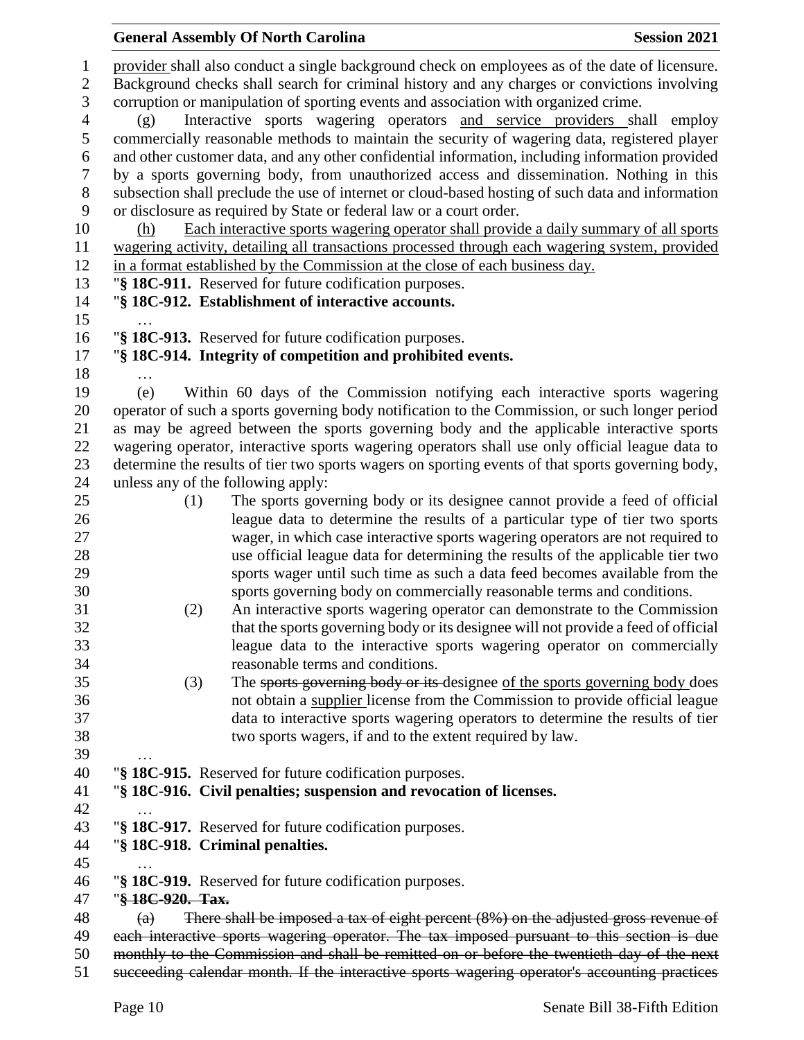provider shall also conduct a single background check on employees as of the date of licensure. Background checks shall search for criminal history and any charges or convictions involving corruption or manipulation of sporting events and association with organized crime.

(g) Interactive sports wagering operators <u>and service providers</u> shall employ commercially reasonable methods to maintain the security of wagering data, registered player and other customer data, and any other confidential information, including information provided by a sports governing body, from unauthorized access and dissemination. Nothing in this subsection shall preclude the use of internet or cloud-based hosting of such data and information or disclosure as required by State or federal law or a court order.

<u>(h) Each interactive sports wagering operator shall provide a daily summary of all sports wagering activity, detailing all transactions processed through each wagering system, provided in a format established by the Commission at the close of each business day.</u>

"**§ 18C-911.** Reserved for future codification purposes.

"**§ 18C-912. Establishment of interactive accounts.**

…

"**§ 18C-913.** Reserved for future codification purposes.

"**§ 18C-914. Integrity of competition and prohibited events.**

…

(e) Within 60 days of the Commission notifying each interactive sports wagering operator of such a sports governing body notification to the Commission, or such longer period as may be agreed between the sports governing body and the applicable interactive sports wagering operator, interactive sports wagering operators shall use only official league data to determine the results of tier two sports wagers on sporting events of that sports governing body, unless any of the following apply:

(1) The sports governing body or its designee cannot provide a feed of official league data to determine the results of a particular type of tier two sports wager, in which case interactive sports wagering operators are not required to use official league data for determining the results of the applicable tier two sports wager until such time as such a data feed becomes available from the sports governing body on commercially reasonable terms and conditions.

(2) An interactive sports wagering operator can demonstrate to the Commission that the sports governing body or its designee will not provide a feed of official league data to the interactive sports wagering operator on commercially reasonable terms and conditions.

(3) The ~~sports governing body or its~~ designee <u>of the sports governing body</u> does not obtain a <u>supplier</u> license from the Commission to provide official league data to interactive sports wagering operators to determine the results of tier two sports wagers, if and to the extent required by law.

…

"**§ 18C-915.** Reserved for future codification purposes.

"**§ 18C-916. Civil penalties; suspension and revocation of licenses.**

…

"**§ 18C-917.** Reserved for future codification purposes.

"**§ 18C-918. Criminal penalties.**

…

"**§ 18C-919.** Reserved for future codification purposes.

"~~**§ 18C-920. Tax.**~~

~~(a) There shall be imposed a tax of eight percent (8%) on the adjusted gross revenue of each interactive sports wagering operator. The tax imposed pursuant to this section is due monthly to the Commission and shall be remitted on or before the twentieth day of the next succeeding calendar month. If the interactive sports wagering operator's accounting practices~~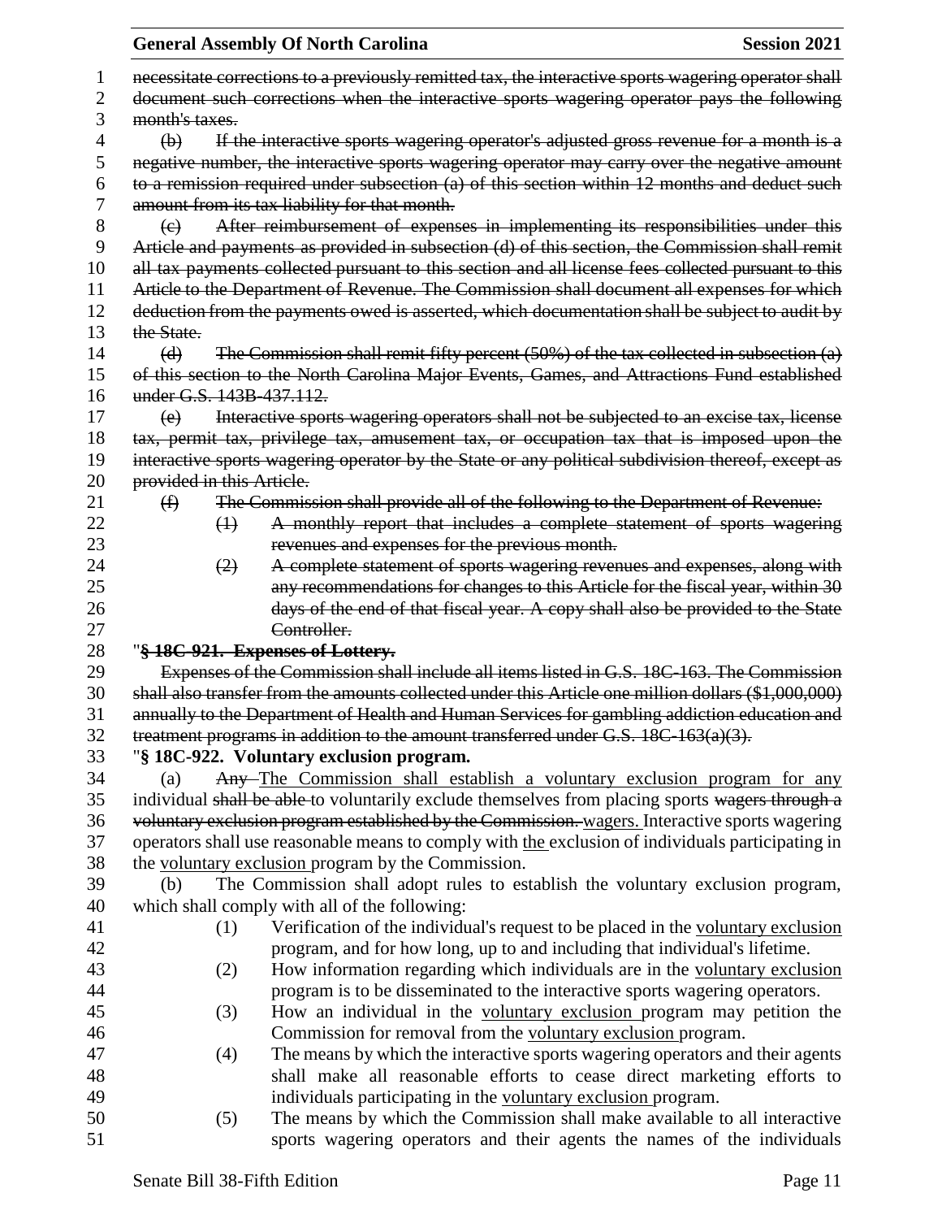~~necessitate corrections to a previously remitted tax, the interactive sports wagering operator shall document such corrections when the interactive sports wagering operator pays the following month's taxes.~~

~~(b) If the interactive sports wagering operator's adjusted gross revenue for a month is a negative number, the interactive sports wagering operator may carry over the negative amount to a remission required under subsection (a) of this section within 12 months and deduct such amount from its tax liability for that month.~~

~~(c) After reimbursement of expenses in implementing its responsibilities under this Article and payments as provided in subsection (d) of this section, the Commission shall remit all tax payments collected pursuant to this section and all license fees collected pursuant to this Article to the Department of Revenue. The Commission shall document all expenses for which deduction from the payments owed is asserted, which documentation shall be subject to audit by the State.~~

~~(d) The Commission shall remit fifty percent (50%) of the tax collected in subsection (a) of this section to the North Carolina Major Events, Games, and Attractions Fund established under G.S. 143B-437.112.~~

~~(e) Interactive sports wagering operators shall not be subjected to an excise tax, license tax, permit tax, privilege tax, amusement tax, or occupation tax that is imposed upon the interactive sports wagering operator by the State or any political subdivision thereof, except as provided in this Article.~~

~~(f) The Commission shall provide all of the following to the Department of Revenue:~~

~~(1) A monthly report that includes a complete statement of sports wagering revenues and expenses for the previous month.~~

~~(2) A complete statement of sports wagering revenues and expenses, along with any recommendations for changes to this Article for the fiscal year, within 30 days of the end of that fiscal year. A copy shall also be provided to the State Controller.~~

"~~**§ 18C-921. Expenses of Lottery.**~~

~~Expenses of the Commission shall include all items listed in G.S. 18C-163. The Commission shall also transfer from the amounts collected under this Article one million dollars ($1,000,000) annually to the Department of Health and Human Services for gambling addiction education and treatment programs in addition to the amount transferred under G.S. 18C-163(a)(3).~~

"**§ 18C-922. Voluntary exclusion program.**

(a) ~~Any~~ <u>The Commission shall establish a voluntary exclusion program for any</u> individual ~~shall be able~~ to voluntarily exclude themselves from placing sports ~~wagers through a voluntary exclusion program established by the Commission.~~ <u>wagers.</u> Interactive sports wagering operators shall use reasonable means to comply with <u>the</u> exclusion of individuals participating in the <u>voluntary exclusion</u> program by the Commission.

(b) The Commission shall adopt rules to establish the voluntary exclusion program, which shall comply with all of the following:

(1) Verification of the individual's request to be placed in the <u>voluntary exclusion</u> program, and for how long, up to and including that individual's lifetime.

(2) How information regarding which individuals are in the <u>voluntary exclusion</u> program is to be disseminated to the interactive sports wagering operators.

(3) How an individual in the <u>voluntary exclusion</u> program may petition the Commission for removal from the <u>voluntary exclusion</u> program.

(4) The means by which the interactive sports wagering operators and their agents shall make all reasonable efforts to cease direct marketing efforts to individuals participating in the <u>voluntary exclusion</u> program.

(5) The means by which the Commission shall make available to all interactive sports wagering operators and their agents the names of the individuals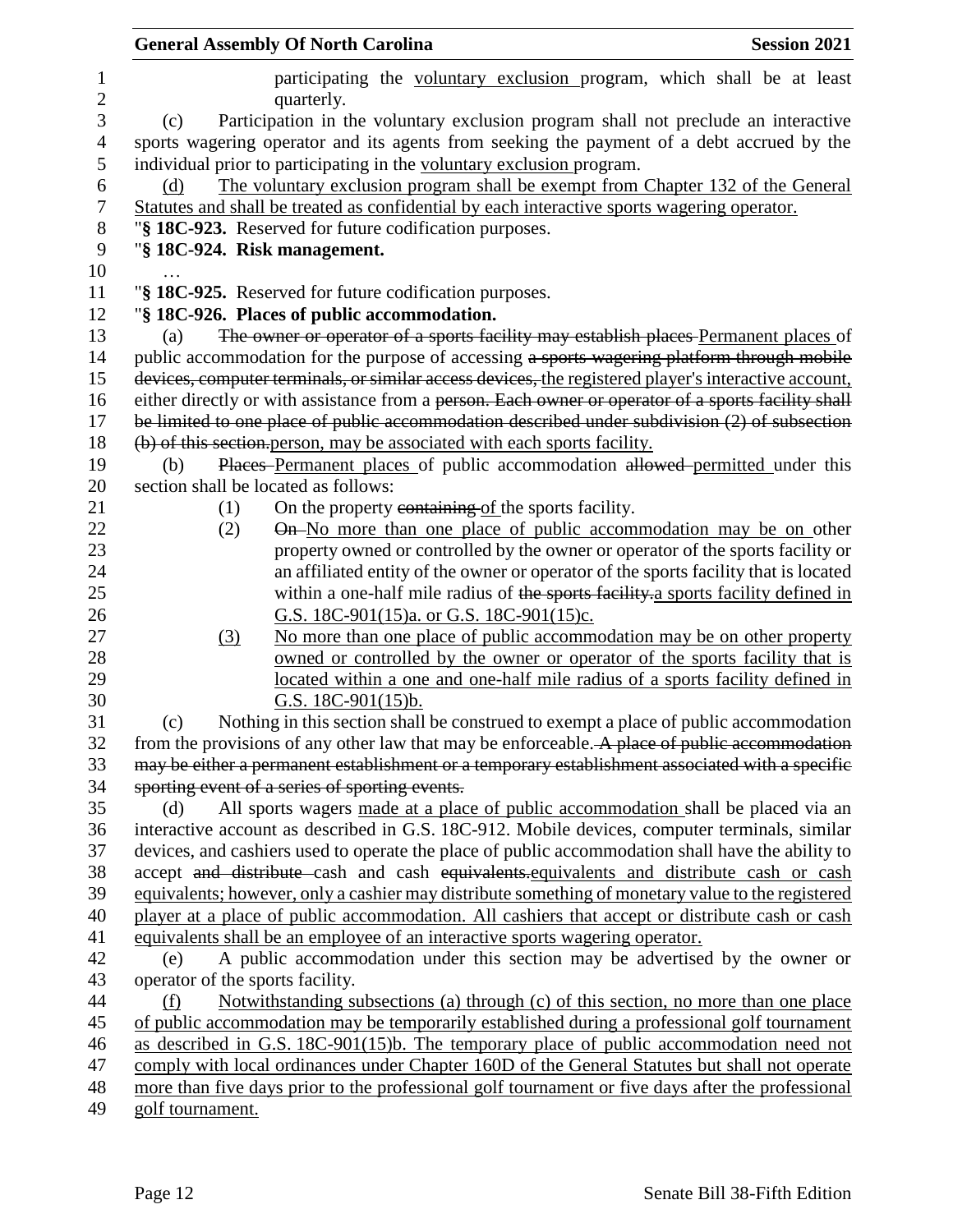participating the voluntary exclusion program, which shall be at least quarterly.

(c) Participation in the voluntary exclusion program shall not preclude an interactive sports wagering operator and its agents from seeking the payment of a debt accrued by the individual prior to participating in the voluntary exclusion program.

(d) The voluntary exclusion program shall be exempt from Chapter 132 of the General Statutes and shall be treated as confidential by each interactive sports wagering operator.

"**§ 18C-923.** Reserved for future codification purposes.

"**§ 18C-924. Risk management.**

…

"**§ 18C-925.** Reserved for future codification purposes.

"**§ 18C-926. Places of public accommodation.**

(a) ~~The owner or operator of a sports facility may establish places~~ Permanent places of public accommodation for the purpose of accessing ~~a sports wagering platform through mobile devices, computer terminals, or similar access devices,~~ the registered player's interactive account, either directly or with assistance from a ~~person. Each owner or operator of a sports facility shall be limited to one place of public accommodation described under subdivision (2) of subsection (b) of this section.~~ person, may be associated with each sports facility.

(b) ~~Places~~ Permanent places of public accommodation ~~allowed~~ permitted under this section shall be located as follows:

(1) On the property ~~containing~~ of the sports facility.

(2) ~~On~~ No more than one place of public accommodation may be on other property owned or controlled by the owner or operator of the sports facility or an affiliated entity of the owner or operator of the sports facility that is located within a one-half mile radius of ~~the sports facility.~~ a sports facility defined in G.S. 18C-901(15)a. or G.S. 18C-901(15)c.

(3) No more than one place of public accommodation may be on other property owned or controlled by the owner or operator of the sports facility that is located within a one and one-half mile radius of a sports facility defined in G.S. 18C-901(15)b.

(c) Nothing in this section shall be construed to exempt a place of public accommodation from the provisions of any other law that may be enforceable. ~~A place of public accommodation may be either a permanent establishment or a temporary establishment associated with a specific sporting event of a series of sporting events.~~

(d) All sports wagers made at a place of public accommodation shall be placed via an interactive account as described in G.S. 18C-912. Mobile devices, computer terminals, similar devices, and cashiers used to operate the place of public accommodation shall have the ability to accept ~~and distribute~~ cash and cash ~~equivalents.~~ equivalents and distribute cash or cash equivalents; however, only a cashier may distribute something of monetary value to the registered player at a place of public accommodation. All cashiers that accept or distribute cash or cash equivalents shall be an employee of an interactive sports wagering operator.

(e) A public accommodation under this section may be advertised by the owner or operator of the sports facility.

(f) Notwithstanding subsections (a) through (c) of this section, no more than one place of public accommodation may be temporarily established during a professional golf tournament as described in G.S. 18C-901(15)b. The temporary place of public accommodation need not comply with local ordinances under Chapter 160D of the General Statutes but shall not operate more than five days prior to the professional golf tournament or five days after the professional golf tournament.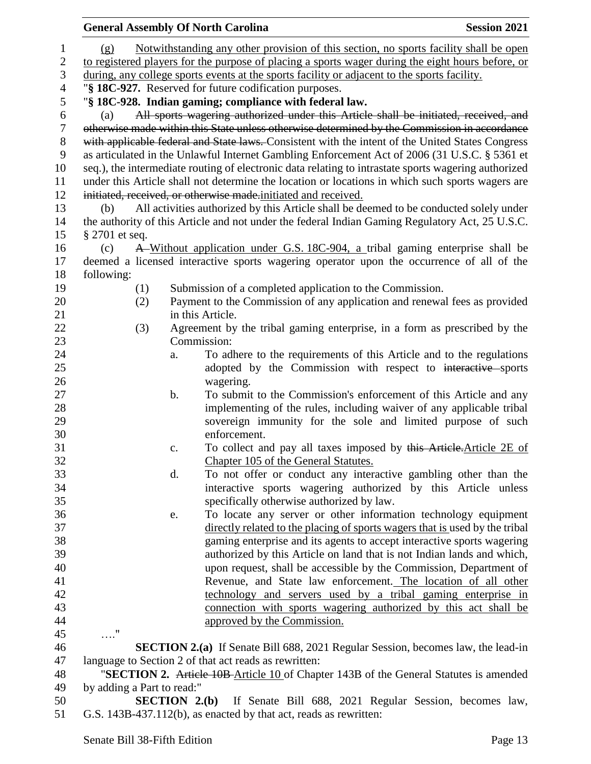(g) Notwithstanding any other provision of this section, no sports facility shall be open to registered players for the purpose of placing a sports wager during the eight hours before, or during, any college sports events at the sports facility or adjacent to the sports facility.

"**§ 18C-927.** Reserved for future codification purposes.

"**§ 18C-928. Indian gaming; compliance with federal law.**

(a) ~~All sports wagering authorized under this Article shall be initiated, received, and otherwise made within this State unless otherwise determined by the Commission in accordance with applicable federal and State laws.~~ Consistent with the intent of the United States Congress as articulated in the Unlawful Internet Gambling Enforcement Act of 2006 (31 U.S.C. § 5361 et seq.), the intermediate routing of electronic data relating to intrastate sports wagering authorized under this Article shall not determine the location or locations in which such sports wagers are ~~initiated, received, or otherwise made.~~ initiated and received.

(b) All activities authorized by this Article shall be deemed to be conducted solely under the authority of this Article and not under the federal Indian Gaming Regulatory Act, 25 U.S.C. § 2701 et seq.

(c) ~~A~~ Without application under G.S. 18C-904, a tribal gaming enterprise shall be deemed a licensed interactive sports wagering operator upon the occurrence of all of the following:

(1) Submission of a completed application to the Commission.

(2) Payment to the Commission of any application and renewal fees as provided in this Article.

(3) Agreement by the tribal gaming enterprise, in a form as prescribed by the Commission:

a. To adhere to the requirements of this Article and to the regulations adopted by the Commission with respect to ~~interactive~~ sports wagering.

b. To submit to the Commission's enforcement of this Article and any implementing of the rules, including waiver of any applicable tribal sovereign immunity for the sole and limited purpose of such enforcement.

c. To collect and pay all taxes imposed by ~~this Article.~~ Article 2E of Chapter 105 of the General Statutes.

d. To not offer or conduct any interactive gambling other than the interactive sports wagering authorized by this Article unless specifically otherwise authorized by law.

e. To locate any server or other information technology equipment directly related to the placing of sports wagers that is used by the tribal gaming enterprise and its agents to accept interactive sports wagering authorized by this Article on land that is not Indian lands and which, upon request, shall be accessible by the Commission, Department of Revenue, and State law enforcement. The location of all other technology and servers used by a tribal gaming enterprise in connection with sports wagering authorized by this act shall be approved by the Commission.

…."

**SECTION 2.(a)** If Senate Bill 688, 2021 Regular Session, becomes law, the lead-in language to Section 2 of that act reads as rewritten:

"**SECTION 2.** ~~Article 10B~~ Article 10 of Chapter 143B of the General Statutes is amended by adding a Part to read:"

**SECTION 2.(b)** If Senate Bill 688, 2021 Regular Session, becomes law, G.S. 143B-437.112(b), as enacted by that act, reads as rewritten: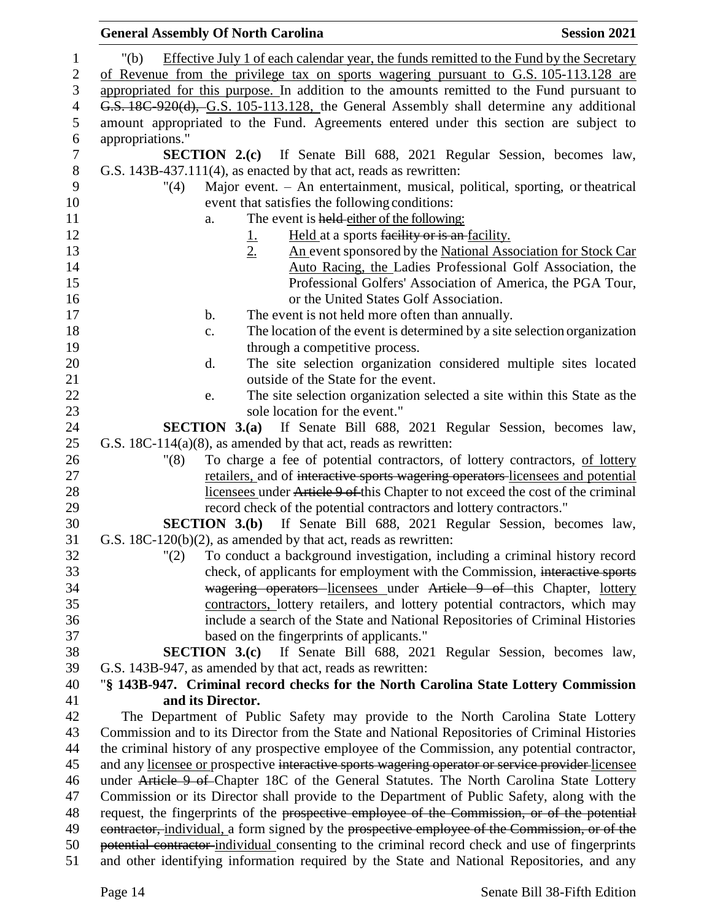"(b) Effective July 1 of each calendar year, the funds remitted to the Fund by the Secretary of Revenue from the privilege tax on sports wagering pursuant to G.S. 105-113.128 are appropriated for this purpose. In addition to the amounts remitted to the Fund pursuant to ~~G.S. 18C-920(d),~~ G.S. 105-113.128, the General Assembly shall determine any additional amount appropriated to the Fund. Agreements entered under this section are subject to appropriations."

**SECTION 2.(c)** If Senate Bill 688, 2021 Regular Session, becomes law, G.S. 143B-437.111(4), as enacted by that act, reads as rewritten:

"(4) Major event. – An entertainment, musical, political, sporting, or theatrical event that satisfies the following conditions:

a. The event is ~~held~~ either of the following:

1. Held at a sports ~~facility or is an~~ facility.

2. An event sponsored by the National Association for Stock Car Auto Racing, the Ladies Professional Golf Association, the Professional Golfers' Association of America, the PGA Tour, or the United States Golf Association.

b. The event is not held more often than annually.

c. The location of the event is determined by a site selection organization through a competitive process.

d. The site selection organization considered multiple sites located outside of the State for the event.

e. The site selection organization selected a site within this State as the sole location for the event."

**SECTION 3.(a)** If Senate Bill 688, 2021 Regular Session, becomes law, G.S. 18C-114(a)(8), as amended by that act, reads as rewritten:

"(8) To charge a fee of potential contractors, of lottery contractors, of lottery retailers, and of ~~interactive sports wagering operators~~ licensees and potential licensees under ~~Article 9 of~~ this Chapter to not exceed the cost of the criminal record check of the potential contractors and lottery contractors."

**SECTION 3.(b)** If Senate Bill 688, 2021 Regular Session, becomes law, G.S. 18C-120(b)(2), as amended by that act, reads as rewritten:

"(2) To conduct a background investigation, including a criminal history record check, of applicants for employment with the Commission, ~~interactive sports wagering operators~~ licensees under ~~Article 9 of~~ this Chapter, lottery contractors, lottery retailers, and lottery potential contractors, which may include a search of the State and National Repositories of Criminal Histories based on the fingerprints of applicants."

**SECTION 3.(c)** If Senate Bill 688, 2021 Regular Session, becomes law, G.S. 143B-947, as amended by that act, reads as rewritten:

"**§ 143B-947. Criminal record checks for the North Carolina State Lottery Commission and its Director.**

The Department of Public Safety may provide to the North Carolina State Lottery Commission and to its Director from the State and National Repositories of Criminal Histories the criminal history of any prospective employee of the Commission, any potential contractor, and any licensee or prospective ~~interactive sports wagering operator or service provider~~ licensee under ~~Article 9 of~~ Chapter 18C of the General Statutes. The North Carolina State Lottery Commission or its Director shall provide to the Department of Public Safety, along with the request, the fingerprints of the ~~prospective employee of the Commission, or of the potential contractor,~~ individual, a form signed by the ~~prospective employee of the Commission, or of the potential contractor~~ individual consenting to the criminal record check and use of fingerprints and other identifying information required by the State and National Repositories, and any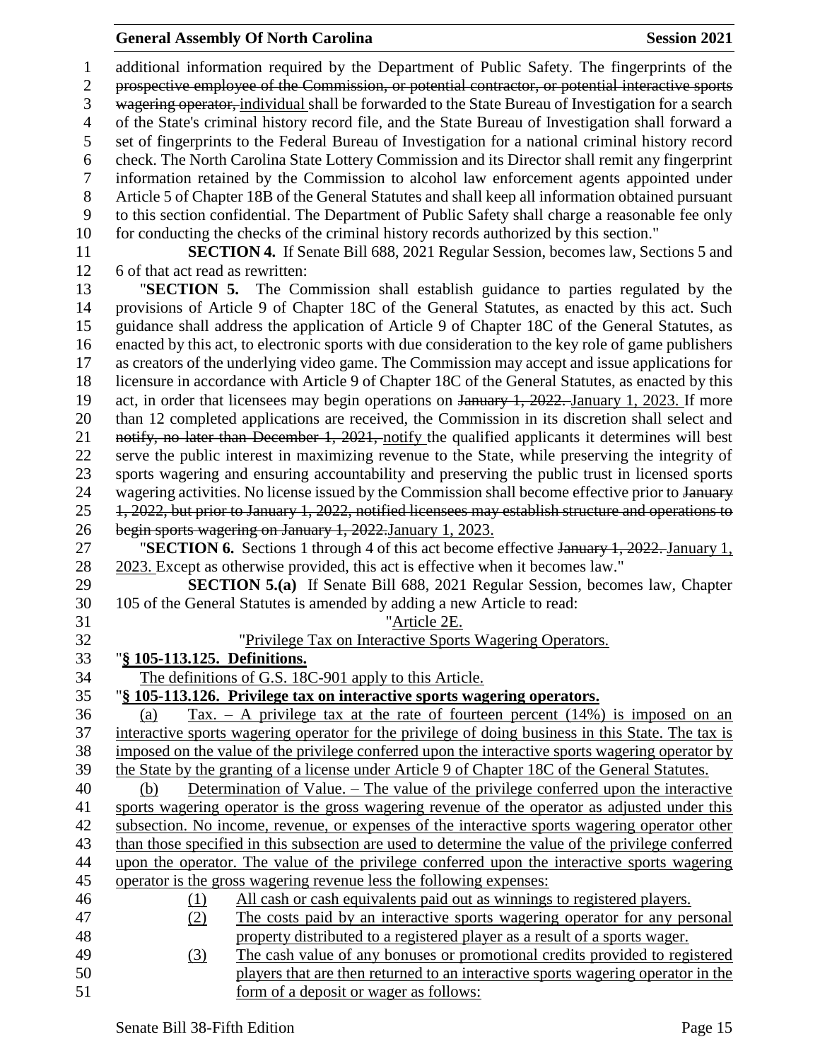additional information required by the Department of Public Safety. The fingerprints of the ~~prospective employee of the Commission, or potential contractor, or potential interactive sports wagering operator,~~ individual shall be forwarded to the State Bureau of Investigation for a search of the State's criminal history record file, and the State Bureau of Investigation shall forward a set of fingerprints to the Federal Bureau of Investigation for a national criminal history record check. The North Carolina State Lottery Commission and its Director shall remit any fingerprint information retained by the Commission to alcohol law enforcement agents appointed under Article 5 of Chapter 18B of the General Statutes and shall keep all information obtained pursuant to this section confidential. The Department of Public Safety shall charge a reasonable fee only for conducting the checks of the criminal history records authorized by this section."

**SECTION 4.** If Senate Bill 688, 2021 Regular Session, becomes law, Sections 5 and 6 of that act read as rewritten:

"**SECTION 5.** The Commission shall establish guidance to parties regulated by the provisions of Article 9 of Chapter 18C of the General Statutes, as enacted by this act. Such guidance shall address the application of Article 9 of Chapter 18C of the General Statutes, as enacted by this act, to electronic sports with due consideration to the key role of game publishers as creators of the underlying video game. The Commission may accept and issue applications for licensure in accordance with Article 9 of Chapter 18C of the General Statutes, as enacted by this act, in order that licensees may begin operations on ~~January 1, 2022.~~ <u>January 1, 2023.</u> If more than 12 completed applications are received, the Commission in its discretion shall select and ~~notify, no later than December 1, 2021,~~ <u>notify</u> the qualified applicants it determines will best serve the public interest in maximizing revenue to the State, while preserving the integrity of sports wagering and ensuring accountability and preserving the public trust in licensed sports wagering activities. No license issued by the Commission shall become effective prior to ~~January 1, 2022, but prior to January 1, 2022, notified licensees may establish structure and operations to begin sports wagering on January 1, 2022.~~<u>January 1, 2023.</u>

"**SECTION 6.** Sections 1 through 4 of this act become effective ~~January 1, 2022.~~ <u>January 1, 2023.</u> Except as otherwise provided, this act is effective when it becomes law."

**SECTION 5.(a)** If Senate Bill 688, 2021 Regular Session, becomes law, Chapter 105 of the General Statutes is amended by adding a new Article to read:

"<u>Article 2E.</u>

"<u>Privilege Tax on Interactive Sports Wagering Operators.</u>

"**<u>§ 105-113.125. Definitions.</u>**

<u>The definitions of G.S. 18C-901 apply to this Article.</u>

"**<u>§ 105-113.126. Privilege tax on interactive sports wagering operators.</u>**

<u>(a) Tax. – A privilege tax at the rate of fourteen percent (14%) is imposed on an interactive sports wagering operator for the privilege of doing business in this State. The tax is imposed on the value of the privilege conferred upon the interactive sports wagering operator by the State by the granting of a license under Article 9 of Chapter 18C of the General Statutes.</u>

<u>(b) Determination of Value. – The value of the privilege conferred upon the interactive sports wagering operator is the gross wagering revenue of the operator as adjusted under this subsection. No income, revenue, or expenses of the interactive sports wagering operator other than those specified in this subsection are used to determine the value of the privilege conferred upon the operator. The value of the privilege conferred upon the interactive sports wagering operator is the gross wagering revenue less the following expenses:</u>

<u>(1) All cash or cash equivalents paid out as winnings to registered players.</u>

<u>(2) The costs paid by an interactive sports wagering operator for any personal property distributed to a registered player as a result of a sports wager.</u>

<u>(3) The cash value of any bonuses or promotional credits provided to registered players that are then returned to an interactive sports wagering operator in the form of a deposit or wager as follows:</u>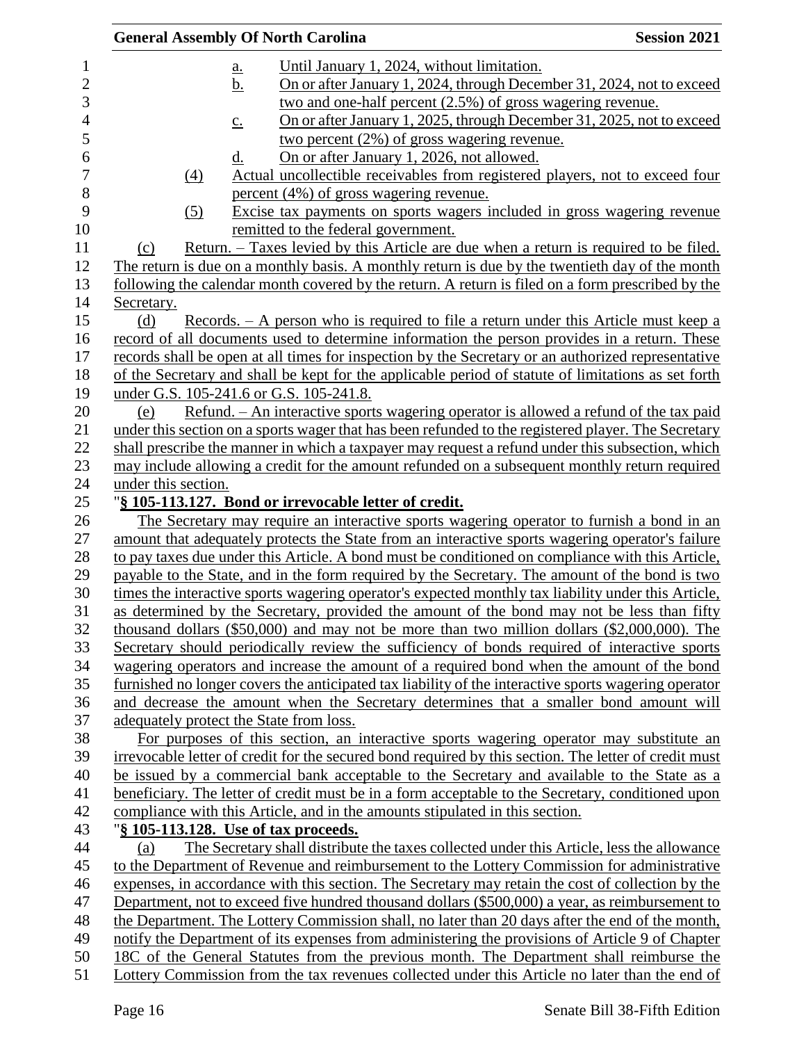a. Until January 1, 2024, without limitation.

b. On or after January 1, 2024, through December 31, 2024, not to exceed two and one-half percent (2.5%) of gross wagering revenue.

c. On or after January 1, 2025, through December 31, 2025, not to exceed two percent (2%) of gross wagering revenue.

d. On or after January 1, 2026, not allowed.

(4) Actual uncollectible receivables from registered players, not to exceed four percent (4%) of gross wagering revenue.

(5) Excise tax payments on sports wagers included in gross wagering revenue remitted to the federal government.

(c) Return. – Taxes levied by this Article are due when a return is required to be filed. The return is due on a monthly basis. A monthly return is due by the twentieth day of the month following the calendar month covered by the return. A return is filed on a form prescribed by the Secretary.

(d) Records. – A person who is required to file a return under this Article must keep a record of all documents used to determine information the person provides in a return. These records shall be open at all times for inspection by the Secretary or an authorized representative of the Secretary and shall be kept for the applicable period of statute of limitations as set forth under G.S. 105-241.6 or G.S. 105-241.8.

(e) Refund. – An interactive sports wagering operator is allowed a refund of the tax paid under this section on a sports wager that has been refunded to the registered player. The Secretary shall prescribe the manner in which a taxpayer may request a refund under this subsection, which may include allowing a credit for the amount refunded on a subsequent monthly return required under this section.

"**§ 105-113.127. Bond or irrevocable letter of credit.**

The Secretary may require an interactive sports wagering operator to furnish a bond in an amount that adequately protects the State from an interactive sports wagering operator's failure to pay taxes due under this Article. A bond must be conditioned on compliance with this Article, payable to the State, and in the form required by the Secretary. The amount of the bond is two times the interactive sports wagering operator's expected monthly tax liability under this Article, as determined by the Secretary, provided the amount of the bond may not be less than fifty thousand dollars ($50,000) and may not be more than two million dollars ($2,000,000). The Secretary should periodically review the sufficiency of bonds required of interactive sports wagering operators and increase the amount of a required bond when the amount of the bond furnished no longer covers the anticipated tax liability of the interactive sports wagering operator and decrease the amount when the Secretary determines that a smaller bond amount will adequately protect the State from loss.

For purposes of this section, an interactive sports wagering operator may substitute an irrevocable letter of credit for the secured bond required by this section. The letter of credit must be issued by a commercial bank acceptable to the Secretary and available to the State as a beneficiary. The letter of credit must be in a form acceptable to the Secretary, conditioned upon compliance with this Article, and in the amounts stipulated in this section.

"**§ 105-113.128. Use of tax proceeds.**

(a) The Secretary shall distribute the taxes collected under this Article, less the allowance to the Department of Revenue and reimbursement to the Lottery Commission for administrative expenses, in accordance with this section. The Secretary may retain the cost of collection by the Department, not to exceed five hundred thousand dollars ($500,000) a year, as reimbursement to the Department. The Lottery Commission shall, no later than 20 days after the end of the month, notify the Department of its expenses from administering the provisions of Article 9 of Chapter 18C of the General Statutes from the previous month. The Department shall reimburse the Lottery Commission from the tax revenues collected under this Article no later than the end of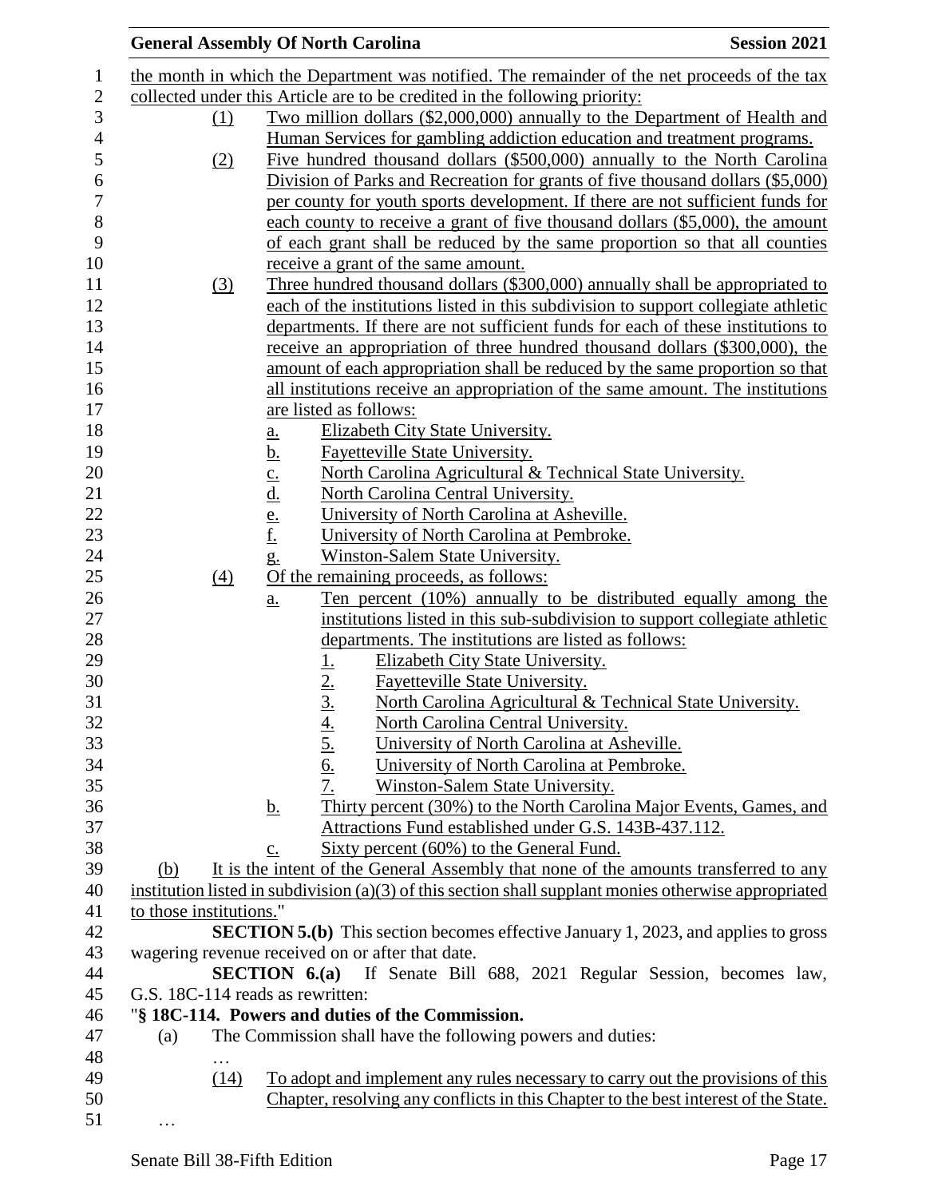the month in which the Department was notified. The remainder of the net proceeds of the tax collected under this Article are to be credited in the following priority:

(1) Two million dollars ($2,000,000) annually to the Department of Health and Human Services for gambling addiction education and treatment programs.

(2) Five hundred thousand dollars ($500,000) annually to the North Carolina Division of Parks and Recreation for grants of five thousand dollars ($5,000) per county for youth sports development. If there are not sufficient funds for each county to receive a grant of five thousand dollars ($5,000), the amount of each grant shall be reduced by the same proportion so that all counties receive a grant of the same amount.

(3) Three hundred thousand dollars ($300,000) annually shall be appropriated to each of the institutions listed in this subdivision to support collegiate athletic departments. If there are not sufficient funds for each of these institutions to receive an appropriation of three hundred thousand dollars ($300,000), the amount of each appropriation shall be reduced by the same proportion so that all institutions receive an appropriation of the same amount. The institutions are listed as follows:

a. Elizabeth City State University.
b. Fayetteville State University.
c. North Carolina Agricultural & Technical State University.
d. North Carolina Central University.
e. University of North Carolina at Asheville.
f. University of North Carolina at Pembroke.
g. Winston-Salem State University.

(4) Of the remaining proceeds, as follows:

a. Ten percent (10%) annually to be distributed equally among the institutions listed in this sub-subdivision to support collegiate athletic departments. The institutions are listed as follows:

1. Elizabeth City State University.
2. Fayetteville State University.
3. North Carolina Agricultural & Technical State University.
4. North Carolina Central University.
5. University of North Carolina at Asheville.
6. University of North Carolina at Pembroke.
7. Winston-Salem State University.

b. Thirty percent (30%) to the North Carolina Major Events, Games, and Attractions Fund established under G.S. 143B-437.112.

c. Sixty percent (60%) to the General Fund.

(b) It is the intent of the General Assembly that none of the amounts transferred to any institution listed in subdivision (a)(3) of this section shall supplant monies otherwise appropriated to those institutions."

**SECTION 5.(b)** This section becomes effective January 1, 2023, and applies to gross wagering revenue received on or after that date.

**SECTION 6.(a)** If Senate Bill 688, 2021 Regular Session, becomes law, G.S. 18C-114 reads as rewritten:

"**§ 18C-114. Powers and duties of the Commission.**

(a) The Commission shall have the following powers and duties:

…

(14) To adopt and implement any rules necessary to carry out the provisions of this Chapter, resolving any conflicts in this Chapter to the best interest of the State.

…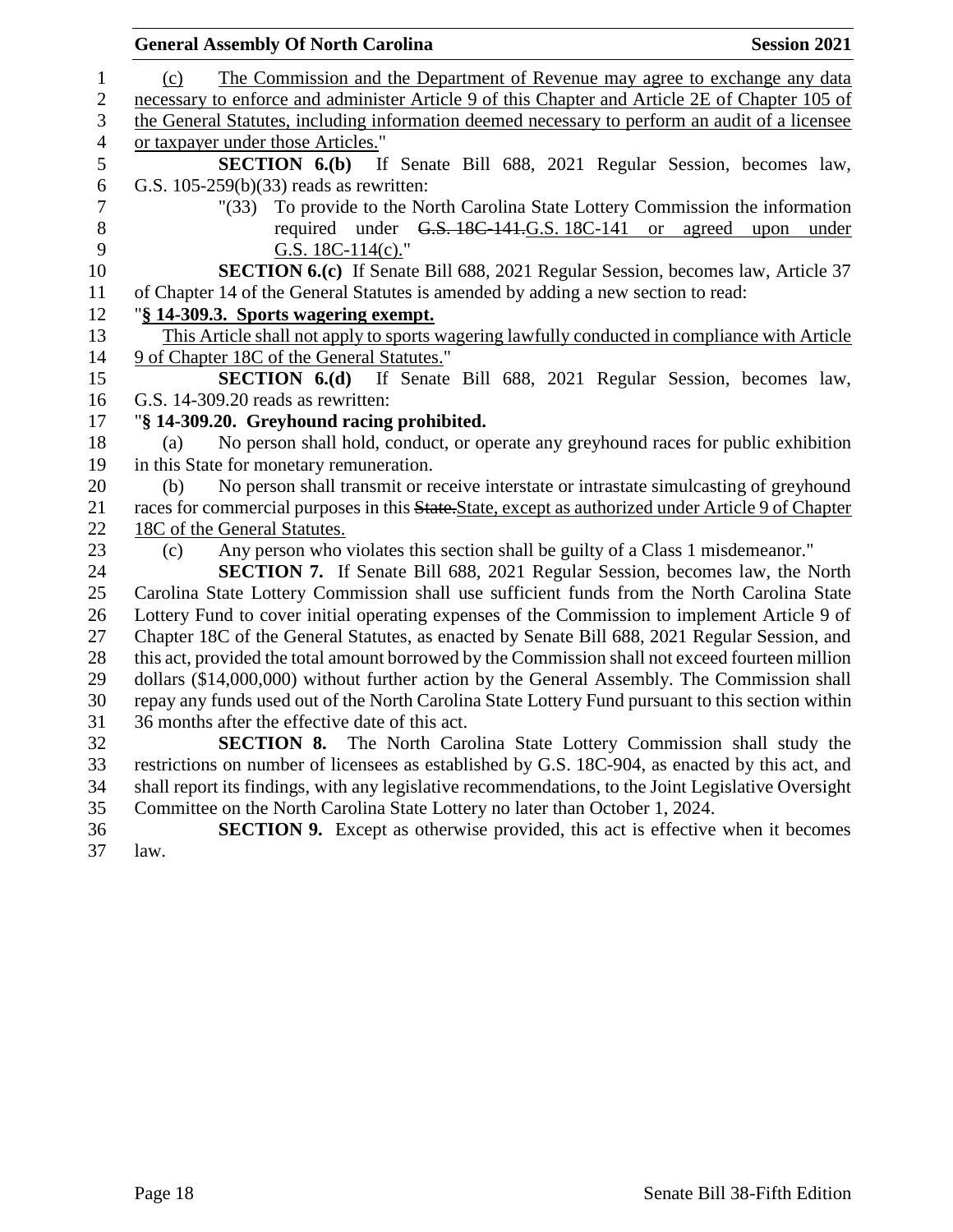(c) The Commission and the Department of Revenue may agree to exchange any data necessary to enforce and administer Article 9 of this Chapter and Article 2E of Chapter 105 of the General Statutes, including information deemed necessary to perform an audit of a licensee or taxpayer under those Articles."

**SECTION 6.(b)** If Senate Bill 688, 2021 Regular Session, becomes law, G.S. 105-259(b)(33) reads as rewritten:

"(33) To provide to the North Carolina State Lottery Commission the information required under ~~G.S. 18C-141.~~G.S. 18C-141 or agreed upon under G.S. 18C-114(c)."

**SECTION 6.(c)** If Senate Bill 688, 2021 Regular Session, becomes law, Article 37 of Chapter 14 of the General Statutes is amended by adding a new section to read:

"**§ 14-309.3. Sports wagering exempt.**

This Article shall not apply to sports wagering lawfully conducted in compliance with Article 9 of Chapter 18C of the General Statutes."

**SECTION 6.(d)** If Senate Bill 688, 2021 Regular Session, becomes law, G.S. 14-309.20 reads as rewritten:

"**§ 14-309.20. Greyhound racing prohibited.**

(a) No person shall hold, conduct, or operate any greyhound races for public exhibition in this State for monetary remuneration.

(b) No person shall transmit or receive interstate or intrastate simulcasting of greyhound races for commercial purposes in this ~~State.~~State, except as authorized under Article 9 of Chapter 18C of the General Statutes.

(c) Any person who violates this section shall be guilty of a Class 1 misdemeanor."

**SECTION 7.** If Senate Bill 688, 2021 Regular Session, becomes law, the North Carolina State Lottery Commission shall use sufficient funds from the North Carolina State Lottery Fund to cover initial operating expenses of the Commission to implement Article 9 of Chapter 18C of the General Statutes, as enacted by Senate Bill 688, 2021 Regular Session, and this act, provided the total amount borrowed by the Commission shall not exceed fourteen million dollars ($14,000,000) without further action by the General Assembly. The Commission shall repay any funds used out of the North Carolina State Lottery Fund pursuant to this section within 36 months after the effective date of this act.

**SECTION 8.** The North Carolina State Lottery Commission shall study the restrictions on number of licensees as established by G.S. 18C-904, as enacted by this act, and shall report its findings, with any legislative recommendations, to the Joint Legislative Oversight Committee on the North Carolina State Lottery no later than October 1, 2024.

**SECTION 9.** Except as otherwise provided, this act is effective when it becomes law.